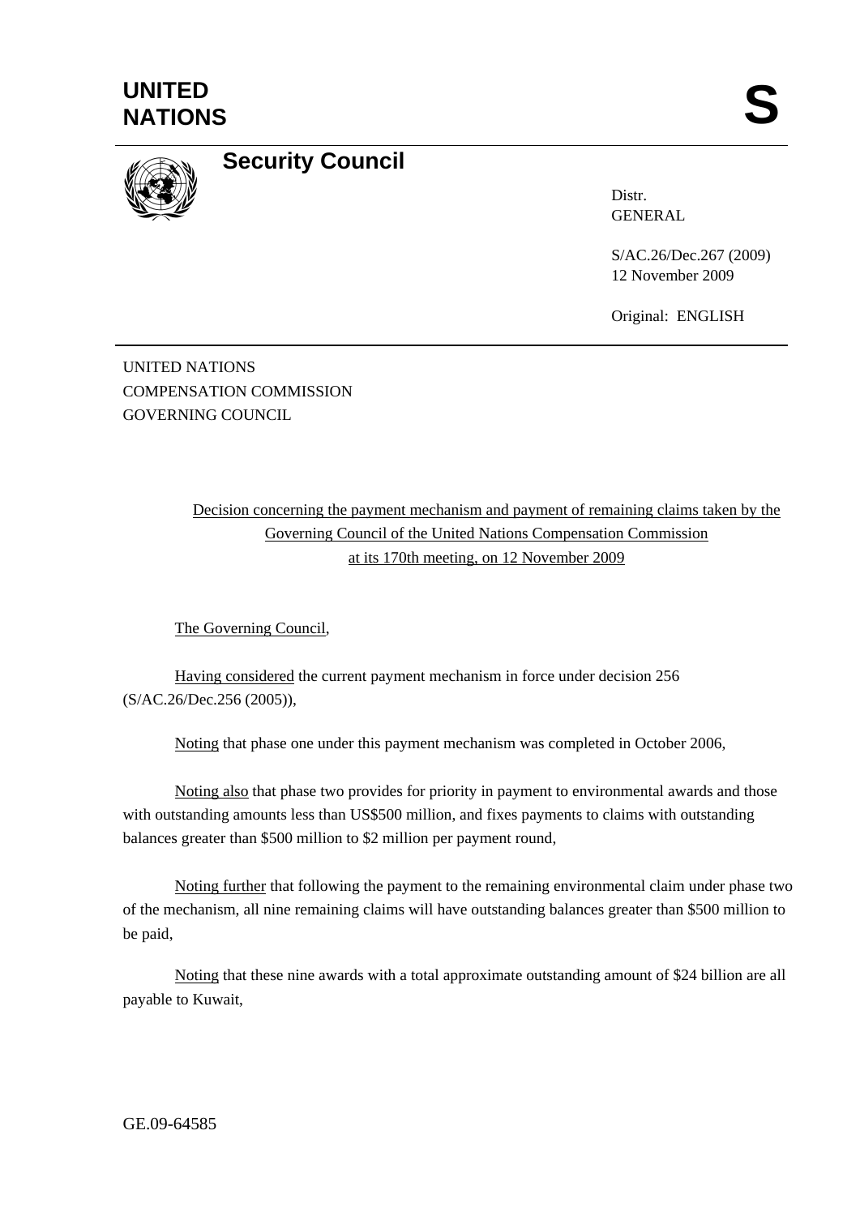UNITED NATIONS

**S**

# Security Council

Distr.
GENERAL

S/AC.26/Dec.267 (2009)
12 November 2009

Original: ENGLISH

UNITED NATIONS
COMPENSATION COMMISSION
GOVERNING COUNCIL

Decision concerning the payment mechanism and payment of remaining claims taken by the Governing Council of the United Nations Compensation Commission at its 170th meeting, on 12 November 2009

The Governing Council,

Having considered the current payment mechanism in force under decision 256 (S/AC.26/Dec.256 (2005)),

Noting that phase one under this payment mechanism was completed in October 2006,

Noting also that phase two provides for priority in payment to environmental awards and those with outstanding amounts less than US$500 million, and fixes payments to claims with outstanding balances greater than $500 million to $2 million per payment round,

Noting further that following the payment to the remaining environmental claim under phase two of the mechanism, all nine remaining claims will have outstanding balances greater than $500 million to be paid,

Noting that these nine awards with a total approximate outstanding amount of $24 billion are all payable to Kuwait,

GE.09-64585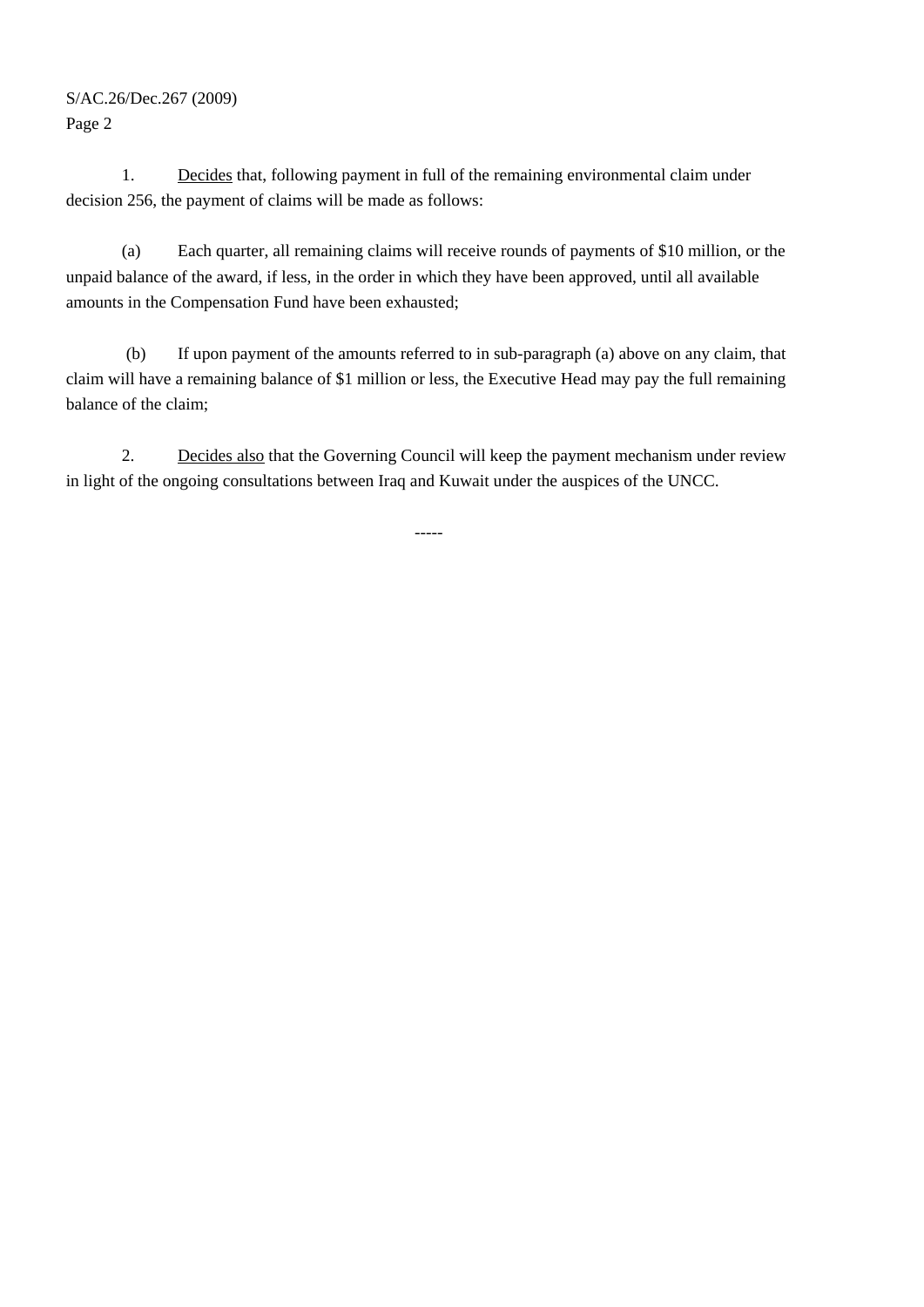1. Decides that, following payment in full of the remaining environmental claim under decision 256, the payment of claims will be made as follows:

(a) Each quarter, all remaining claims will receive rounds of payments of $10 million, or the unpaid balance of the award, if less, in the order in which they have been approved, until all available amounts in the Compensation Fund have been exhausted;

(b) If upon payment of the amounts referred to in sub-paragraph (a) above on any claim, that claim will have a remaining balance of $1 million or less, the Executive Head may pay the full remaining balance of the claim;

2. Decides also that the Governing Council will keep the payment mechanism under review in light of the ongoing consultations between Iraq and Kuwait under the auspices of the UNCC.

-----